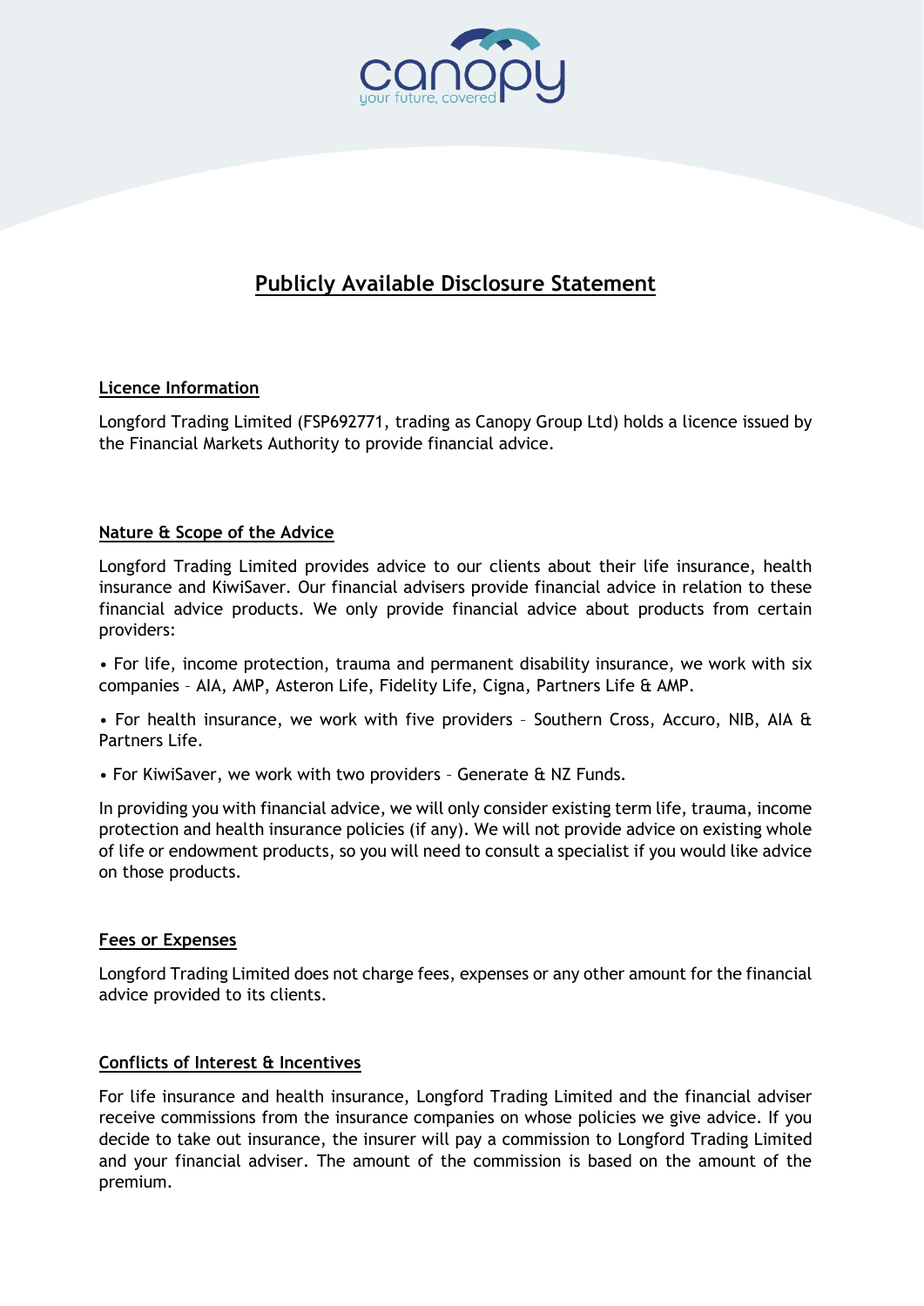# Publicly Available Disclosure Statement

## Licence Information

Longford Trading Limited (FSP692771, trading as Canopy Group Ltd) holds a licence issued by the Financial Markets Authority to provide financial advice.

## Nature & Scope of the Advice

Longford Trading Limited provides advice to our clients about their life insurance, health insurance and KiwiSaver. Our financial advisers provide financial advice in relation to these financial advice products. We only provide financial advice about products from certain providers:

- For life, income protection, trauma and permanent disability insurance, we work with six companies – AIA, AMP, Asteron Life, Fidelity Life, Cigna, Partners Life & AMP.
- For health insurance, we work with five providers – Southern Cross, Accuro, NIB, AIA & Partners Life.
- For KiwiSaver, we work with two providers – Generate & NZ Funds.

In providing you with financial advice, we will only consider existing term life, trauma, income protection and health insurance policies (if any). We will not provide advice on existing whole of life or endowment products, so you will need to consult a specialist if you would like advice on those products.

## Fees or Expenses

Longford Trading Limited does not charge fees, expenses or any other amount for the financial advice provided to its clients.

## Conflicts of Interest & Incentives

For life insurance and health insurance, Longford Trading Limited and the financial adviser receive commissions from the insurance companies on whose policies we give advice. If you decide to take out insurance, the insurer will pay a commission to Longford Trading Limited and your financial adviser. The amount of the commission is based on the amount of the premium.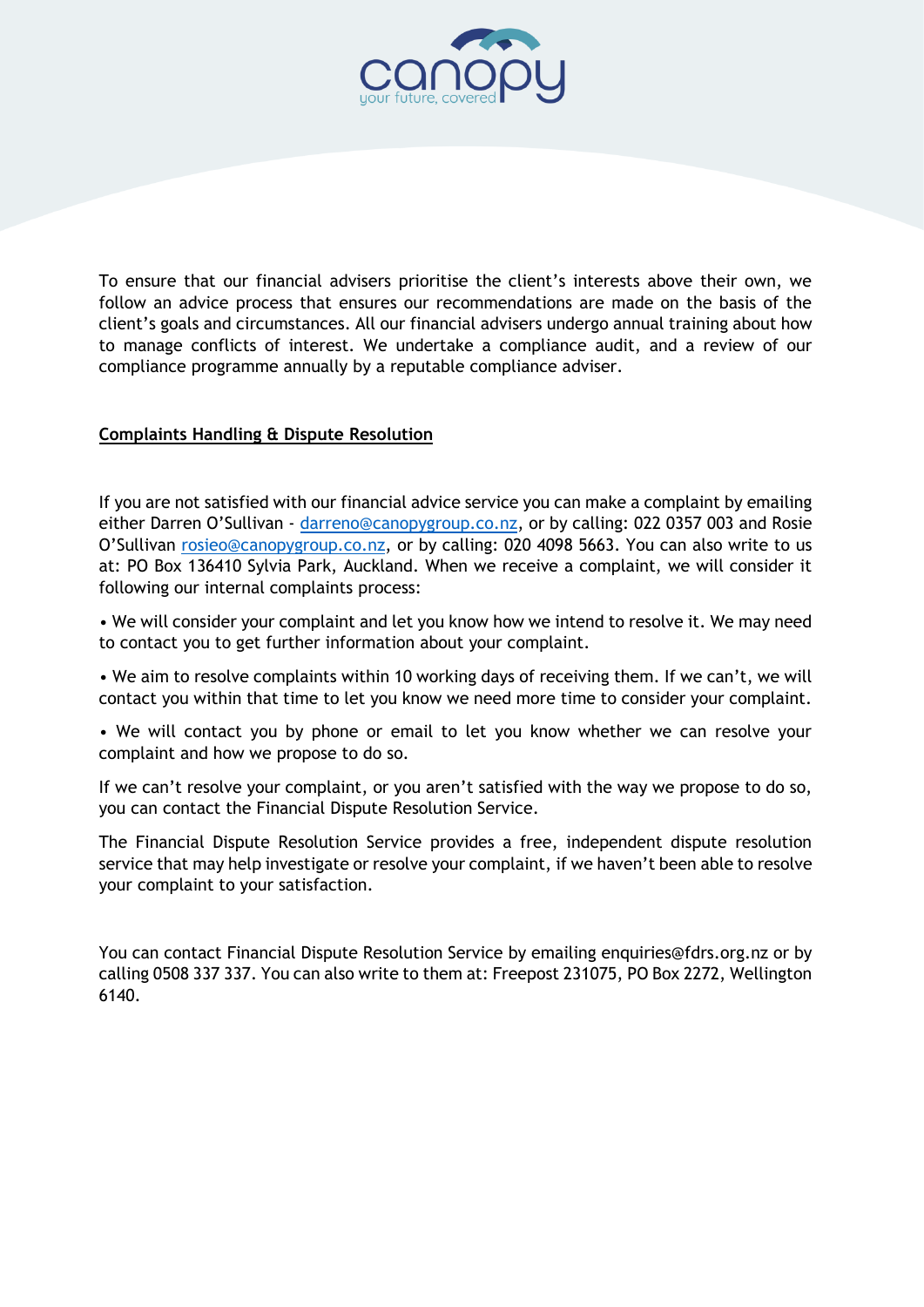To ensure that our financial advisers prioritise the client's interests above their own, we follow an advice process that ensures our recommendations are made on the basis of the client's goals and circumstances. All our financial advisers undergo annual training about how to manage conflicts of interest. We undertake a compliance audit, and a review of our compliance programme annually by a reputable compliance adviser.

## Complaints Handling & Dispute Resolution

If you are not satisfied with our financial advice service you can make a complaint by emailing either Darren O'Sullivan - darreno@canopygroup.co.nz, or by calling: 022 0357 003 and Rosie O'Sullivan rosieo@canopygroup.co.nz, or by calling: 020 4098 5663. You can also write to us at: PO Box 136410 Sylvia Park, Auckland. When we receive a complaint, we will consider it following our internal complaints process:

- We will consider your complaint and let you know how we intend to resolve it. We may need to contact you to get further information about your complaint.
- We aim to resolve complaints within 10 working days of receiving them. If we can't, we will contact you within that time to let you know we need more time to consider your complaint.
- We will contact you by phone or email to let you know whether we can resolve your complaint and how we propose to do so.

If we can't resolve your complaint, or you aren't satisfied with the way we propose to do so, you can contact the Financial Dispute Resolution Service.

The Financial Dispute Resolution Service provides a free, independent dispute resolution service that may help investigate or resolve your complaint, if we haven't been able to resolve your complaint to your satisfaction.

You can contact Financial Dispute Resolution Service by emailing enquiries@fdrs.org.nz or by calling 0508 337 337. You can also write to them at: Freepost 231075, PO Box 2272, Wellington 6140.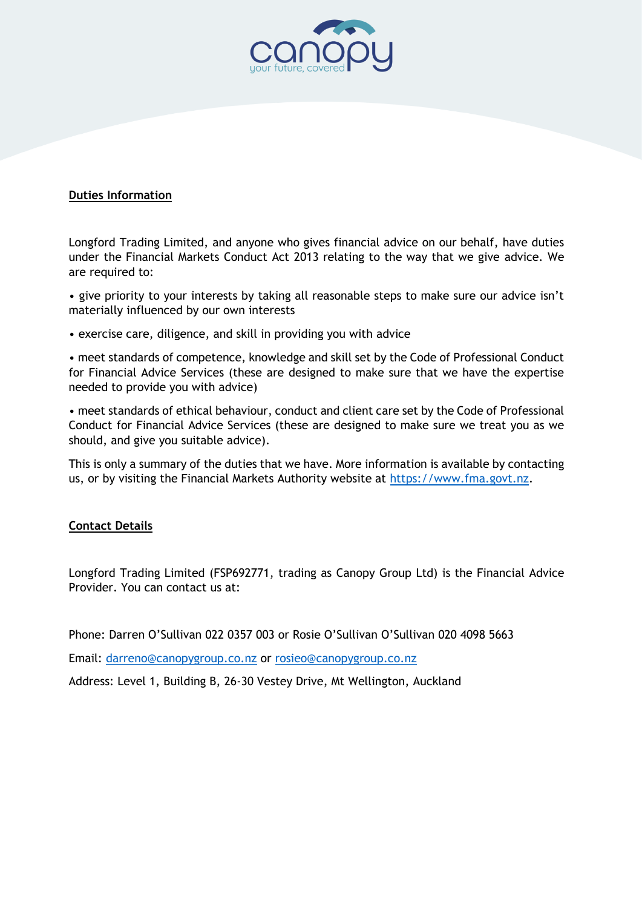## Duties Information

Longford Trading Limited, and anyone who gives financial advice on our behalf, have duties under the Financial Markets Conduct Act 2013 relating to the way that we give advice. We are required to:

• give priority to your interests by taking all reasonable steps to make sure our advice isn't materially influenced by our own interests

• exercise care, diligence, and skill in providing you with advice

• meet standards of competence, knowledge and skill set by the Code of Professional Conduct for Financial Advice Services (these are designed to make sure that we have the expertise needed to provide you with advice)

• meet standards of ethical behaviour, conduct and client care set by the Code of Professional Conduct for Financial Advice Services (these are designed to make sure we treat you as we should, and give you suitable advice).

This is only a summary of the duties that we have. More information is available by contacting us, or by visiting the Financial Markets Authority website at https://www.fma.govt.nz.

## Contact Details

Longford Trading Limited (FSP692771, trading as Canopy Group Ltd) is the Financial Advice Provider. You can contact us at:

Phone: Darren O'Sullivan 022 0357 003 or Rosie O'Sullivan O'Sullivan 020 4098 5663

Email: darreno@canopygroup.co.nz or rosieo@canopygroup.co.nz

Address: Level 1, Building B, 26-30 Vestey Drive, Mt Wellington, Auckland